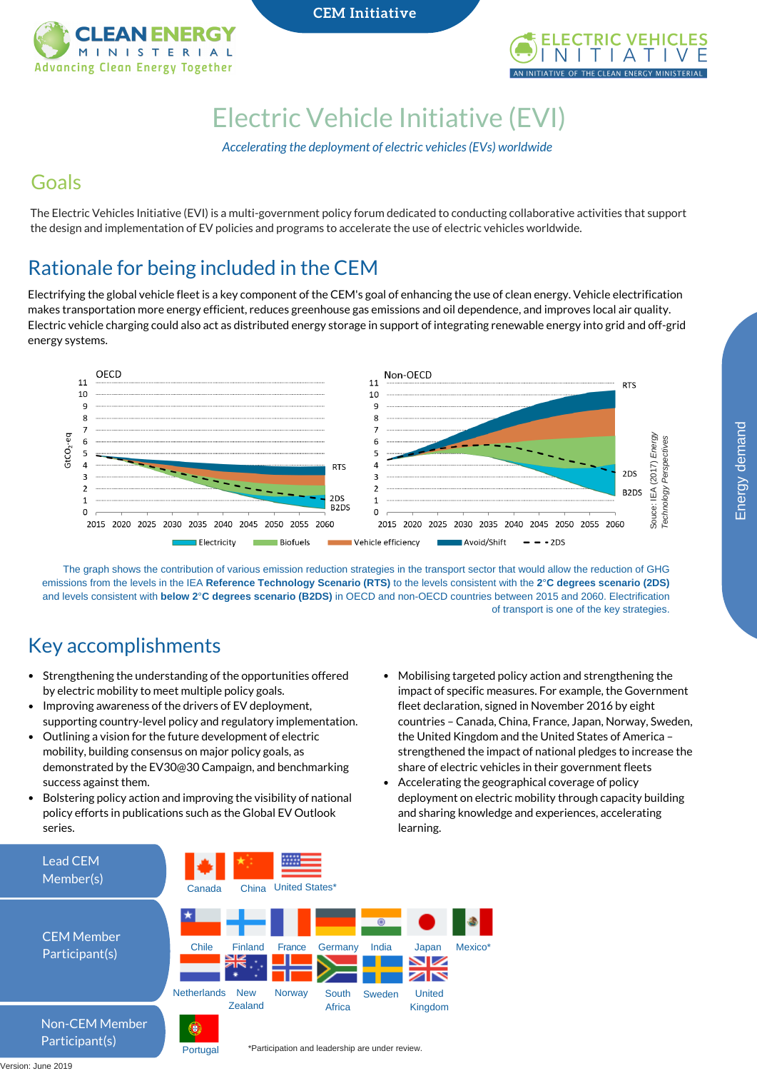CEM Initiative

CLEAN ENERGY MINISTERIAL
Advancing Clean Energy Together

ELECTRIC VEHICLES INITIATIVE
AN INITIATIVE OF THE CLEAN ENERGY MINISTERIAL

# Electric Vehicle Initiative (EVI)

*Accelerating the deployment of electric vehicles (EVs) worldwide*

## Goals

The Electric Vehicles Initiative (EVI) is a multi-government policy forum dedicated to conducting collaborative activities that support the design and implementation of EV policies and programs to accelerate the use of electric vehicles worldwide.

## Rationale for being included in the CEM

Electrifying the global vehicle fleet is a key component of the CEM's goal of enhancing the use of clean energy. Vehicle electrification makes transportation more energy efficient, reduces greenhouse gas emissions and oil dependence, and improves local air quality. Electric vehicle charging could also act as distributed energy storage in support of integrating renewable energy into grid and off-grid energy systems.

Energy demand

OECD | Non-OECD

$GtCO_2$-eq

RTS, 2DS, B2DS

Electricity | Biofuels | Vehicle efficiency | Avoid/Shift | 2DS

Souce: IEA (2017) Energy Technology Perspectives

The graph shows the contribution of various emission reduction strategies in the transport sector that would allow the reduction of GHG emissions from the levels in the IEA **Reference Technology Scenario (RTS)** to the levels consistent with the **2°C degrees scenario (2DS)** and levels consistent with **below 2°C degrees scenario (B2DS)** in OECD and non-OECD countries between 2015 and 2060. Electrification of transport is one of the key strategies.

## Key accomplishments

- Strengthening the understanding of the opportunities offered by electric mobility to meet multiple policy goals.
- Improving awareness of the drivers of EV deployment, supporting country-level policy and regulatory implementation.
- Outlining a vision for the future development of electric mobility, building consensus on major policy goals, as demonstrated by the EV30@30 Campaign, and benchmarking success against them.
- Bolstering policy action and improving the visibility of national policy efforts in publications such as the Global EV Outlook series.
- Mobilising targeted policy action and strengthening the impact of specific measures. For example, the Government fleet declaration, signed in November 2016 by eight countries – Canada, China, France, Japan, Norway, Sweden, the United Kingdom and the United States of America – strengthened the impact of national pledges to increase the share of electric vehicles in their government fleets
- Accelerating the geographical coverage of policy deployment on electric mobility through capacity building and sharing knowledge and experiences, accelerating learning.

| | |
|---|---|
| Lead CEM Member(s) | Canada, China, United States* |
| CEM Member Participant(s) | Chile, Finland, France, Germany, India, Japan, Mexico*, Netherlands, New Zealand, Norway, South Africa, Sweden, United Kingdom |
| Non-CEM Member Participant(s) | Portugal |

*Participation and leadership are under review.

Version: June 2019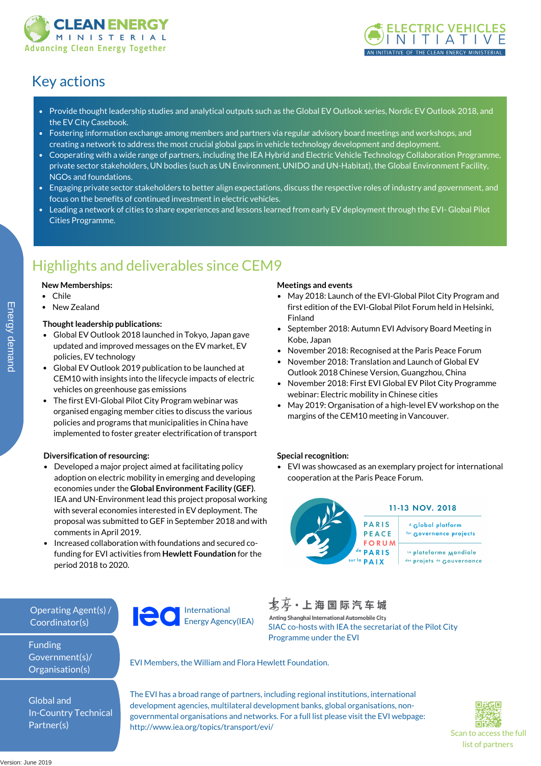## Key actions

- Provide thought leadership studies and analytical outputs such as the Global EV Outlook series, Nordic EV Outlook 2018, and the EV City Casebook.
- Fostering information exchange among members and partners via regular advisory board meetings and workshops, and creating a network to address the most crucial global gaps in vehicle technology development and deployment.
- Cooperating with a wide range of partners, including the IEA Hybrid and Electric Vehicle Technology Collaboration Programme, private sector stakeholders, UN bodies (such as UN Environment, UNIDO and UN-Habitat), the Global Environment Facility, NGOs and foundations.
- Engaging private sector stakeholders to better align expectations, discuss the respective roles of industry and government, and focus on the benefits of continued investment in electric vehicles.
- Leading a network of cities to share experiences and lessons learned from early EV deployment through the EVI- Global Pilot Cities Programme.

## Highlights and deliverables since CEM9

**New Memberships:**

- Chile
- New Zealand

**Thought leadership publications:**

- Global EV Outlook 2018 launched in Tokyo, Japan gave updated and improved messages on the EV market, EV policies, EV technology
- Global EV Outlook 2019 publication to be launched at CEM10 with insights into the lifecycle impacts of electric vehicles on greenhouse gas emissions
- The first EVI-Global Pilot City Program webinar was organised engaging member cities to discuss the various policies and programs that municipalities in China have implemented to foster greater electrification of transport

**Diversification of resourcing:**

- Developed a major project aimed at facilitating policy adoption on electric mobility in emerging and developing economies under the **Global Environment Facility (GEF)**. IEA and UN-Environment lead this project proposal working with several economies interested in EV deployment. The proposal was submitted to GEF in September 2018 and with comments in April 2019.
- Increased collaboration with foundations and secured co-funding for EVI activities from **Hewlett Foundation** for the period 2018 to 2020.

**Meetings and events**

- May 2018: Launch of the EVI-Global Pilot City Program and first edition of the EVI-Global Pilot Forum held in Helsinki, Finland
- September 2018: Autumn EVI Advisory Board Meeting in Kobe, Japan
- November 2018: Recognised at the Paris Peace Forum
- November 2018: Translation and Launch of Global EV Outlook 2018 Chinese Version, Guangzhou, China
- November 2018: First EVI Global EV Pilot City Programme webinar: Electric mobility in Chinese cities
- May 2019: Organisation of a high-level EV workshop on the margins of the CEM10 meeting in Vancouver.

**Special recognition:**

- EVI was showcased as an exemplary project for international cooperation at the Paris Peace Forum.

| | |
|---|---|
| Operating Agent(s) / Coordinator(s) | International Energy Agency(IEA); SIAC co-hosts with IEA the secretariat of the Pilot City Programme under the EVI |
| Funding Government(s)/ Organisation(s) | EVI Members, the William and Flora Hewlett Foundation. |
| Global and In-Country Technical Partner(s) | The EVI has a broad range of partners, including regional institutions, international development agencies, multilateral development banks, global organisations, non-governmental organisations and networks. For a full list please visit the EVI webpage: http://www.iea.org/topics/transport/evi/ |

Scan to access the full list of partners

Version: June 2019